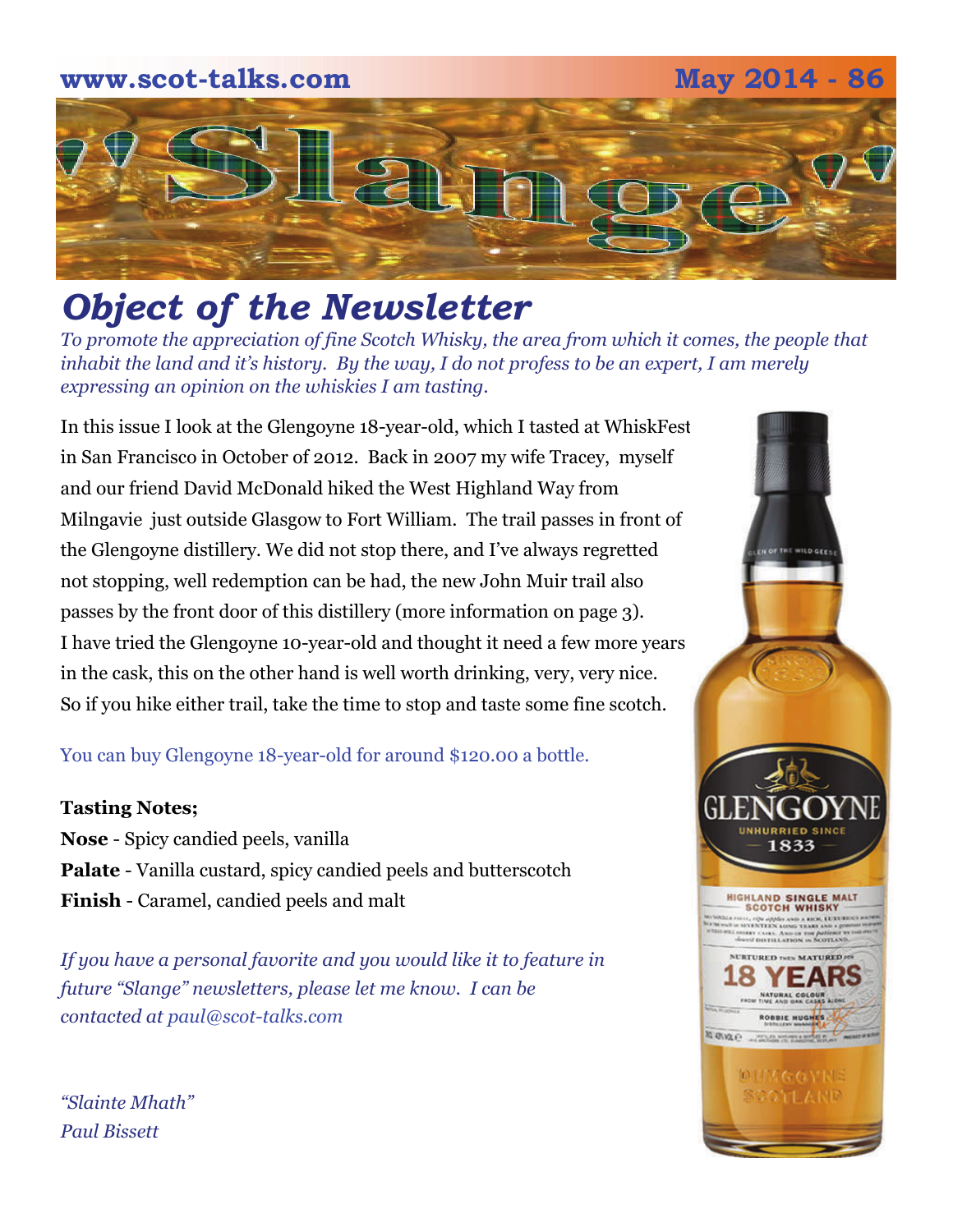www.scot-talks.com May 2014 - 86

# "Slange"

## Object of the Newsletter

*To promote the appreciation of fine Scotch Whisky, the area from which it comes, the people that inhabit the land and it's history. By the way, I do not profess to be an expert, I am merely expressing an opinion on the whiskies I am tasting.*

In this issue I look at the Glengoyne 18-year-old, which I tasted at WhiskFest in San Francisco in October of 2012. Back in 2007 my wife Tracey, myself and our friend David McDonald hiked the West Highland Way from Milngavie just outside Glasgow to Fort William. The trail passes in front of the Glengoyne distillery. We did not stop there, and I've always regretted not stopping, well redemption can be had, the new John Muir trail also passes by the front door of this distillery (more information on page 3). I have tried the Glengoyne 10-year-old and thought it need a few more years in the cask, this on the other hand is well worth drinking, very, very nice. So if you hike either trail, take the time to stop and taste some fine scotch.

You can buy Glengoyne 18-year-old for around $120.00 a bottle.

**Tasting Notes;**

**Nose** - Spicy candied peels, vanilla

**Palate** - Vanilla custard, spicy candied peels and butterscotch

**Finish** - Caramel, candied peels and malt

*If you have a personal favorite and you would like it to feature in future "Slange" newsletters, please let me know. I can be contacted at paul@scot-talks.com*

*"Slainte Mhath"*
*Paul Bissett*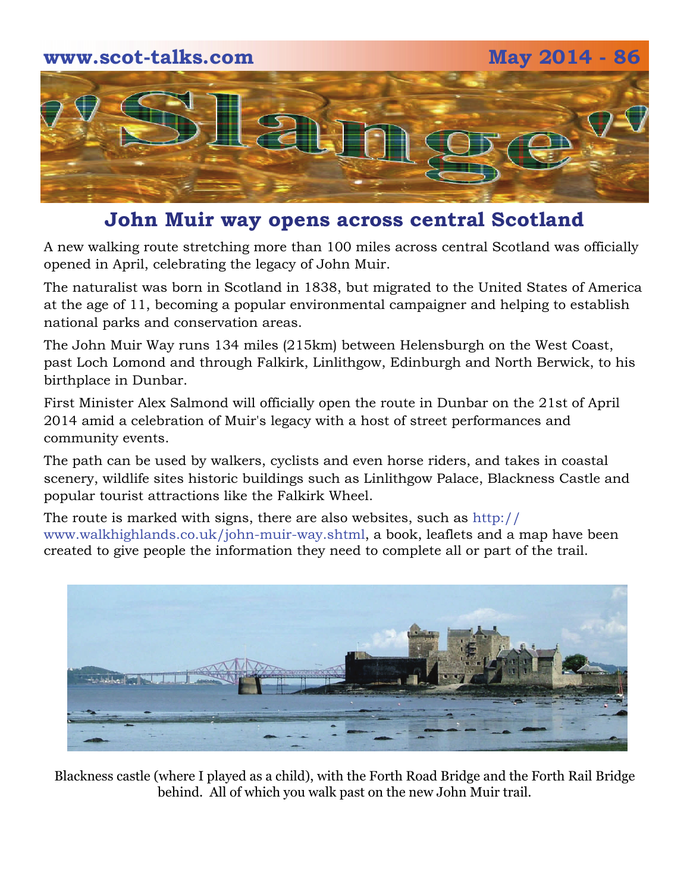## John Muir way opens across central Scotland

A new walking route stretching more than 100 miles across central Scotland was officially opened in April, celebrating the legacy of John Muir.

The naturalist was born in Scotland in 1838, but migrated to the United States of America at the age of 11, becoming a popular environmental campaigner and helping to establish national parks and conservation areas.

The John Muir Way runs 134 miles (215km) between Helensburgh on the West Coast, past Loch Lomond and through Falkirk, Linlithgow, Edinburgh and North Berwick, to his birthplace in Dunbar.

First Minister Alex Salmond will officially open the route in Dunbar on the 21st of April 2014 amid a celebration of Muir's legacy with a host of street performances and community events.

The path can be used by walkers, cyclists and even horse riders, and takes in coastal scenery, wildlife sites historic buildings such as Linlithgow Palace, Blackness Castle and popular tourist attractions like the Falkirk Wheel.

The route is marked with signs, there are also websites, such as http://www.walkhighlands.co.uk/john-muir-way.shtml, a book, leaflets and a map have been created to give people the information they need to complete all or part of the trail.

Blackness castle (where I played as a child), with the Forth Road Bridge and the Forth Rail Bridge behind. All of which you walk past on the new John Muir trail.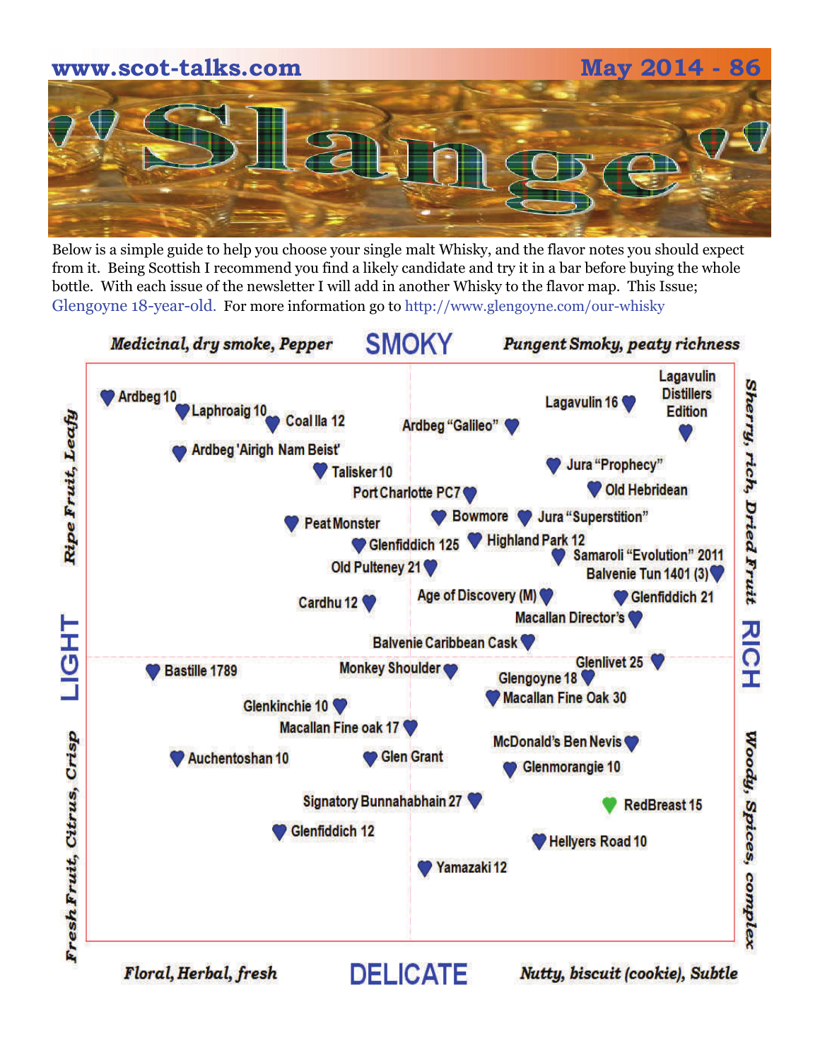# 'Slange'

Below is a simple guide to help you choose your single malt Whisky, and the flavor notes you should expect from it. Being Scottish I recommend you find a likely candidate and try it in a bar before buying the whole bottle. With each issue of the newsletter I will add in another Whisky to the flavor map. This Issue; Glengoyne 18-year-old. For more information go to http://www.glengoyne.com/our-whisky

**SMOKY**

*Medicinal, dry smoke, Pepper* — *Pungent Smoky, peaty richness*

**LIGHT**: *Ripe Fruit, Leafy* / *Fresh Fruit, Citrus, Crisp*

**RICH**: *Sherry, rich, Dried Fruit* / *Woody, Spices, complex*

**DELICATE**

*Floral, Herbal, fresh* — *Nutty, biscuit (cookie), Subtle*

Ardbeg 10
Laphroaig 10
Coal Ila 12
Ardbeg "Galileo"
Lagavulin 16
Lagavulin Distillers Edition
Ardbeg 'Airigh Nam Beist'
Talisker 10
Jura "Prophecy"
Port Charlotte PC7
Old Hebridean
Peat Monster
Bowmore
Jura "Superstition"
Glenfiddich 125
Highland Park 12
Samaroli "Evolution" 2011
Old Pulteney 21
Balvenie Tun 1401 (3)
Cardhu 12
Age of Discovery (M)
Glenfiddich 21
Macallan Director's
Balvenie Caribbean Cask
Bastille 1789
Monkey Shoulder
Glenlivet 25
Glengoyne 18
Macallan Fine Oak 30
Glenkinchie 10
Macallan Fine oak 17
McDonald's Ben Nevis
Auchentoshan 10
Glen Grant
Glenmorangie 10
Signatory Bunnahabhain 27
RedBreast 15
Glenfiddich 12
Hellyers Road 10
Yamazaki 12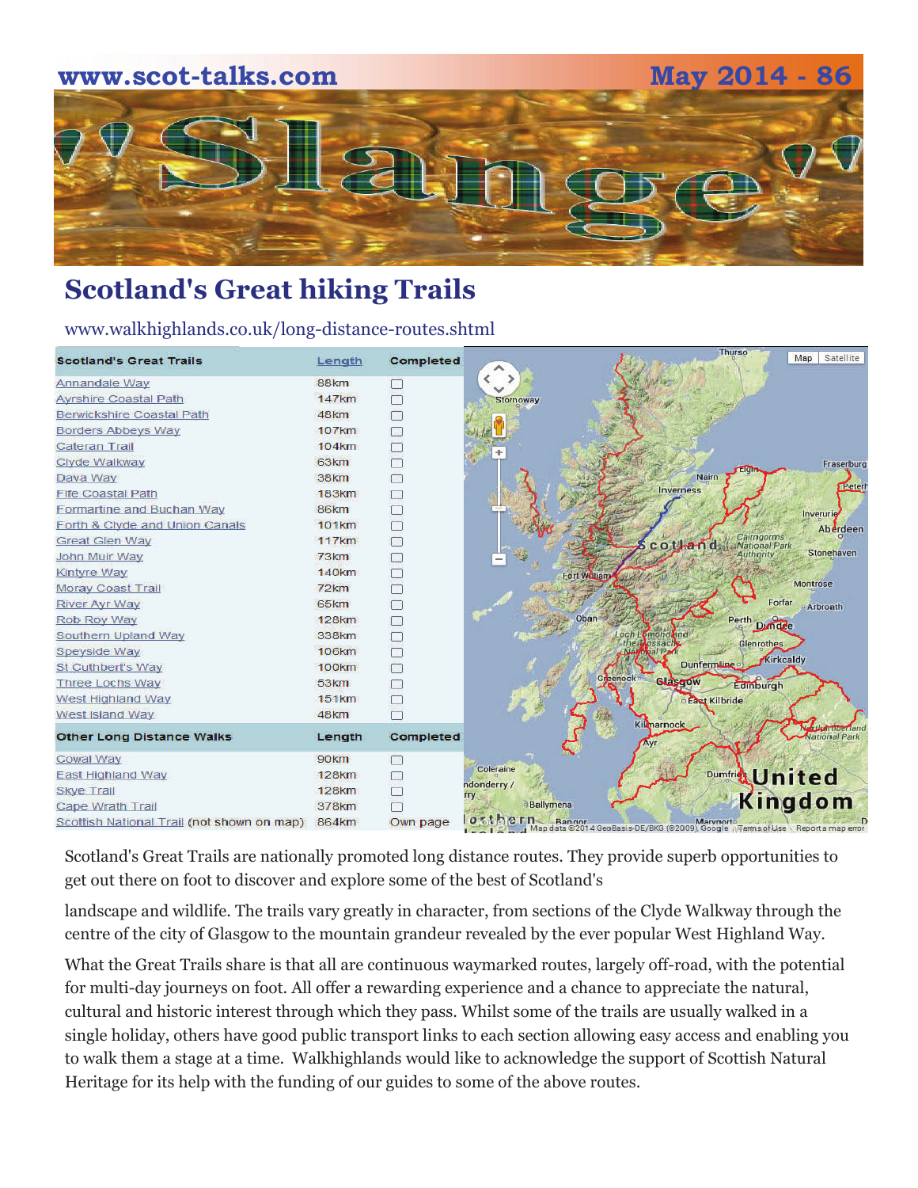# Scotland's Great hiking Trails

www.walkhighlands.co.uk/long-distance-routes.shtml

| Scotland's Great Trails | Length | Completed |
|---|---|---|
| Annandale Way | 88km | ☐ |
| Ayrshire Coastal Path | 147km | ☐ |
| Berwickshire Coastal Path | 48km | ☐ |
| Borders Abbeys Way | 107km | ☐ |
| Cateran Trail | 104km | ☐ |
| Clyde Walkway | 63km | ☐ |
| Dava Way | 38km | ☐ |
| Fife Coastal Path | 183km | ☐ |
| Formartine and Buchan Way | 86km | ☐ |
| Forth & Clyde and Union Canals | 101km | ☐ |
| Great Glen Way | 117km | ☐ |
| John Muir Way | 73km | ☐ |
| Kintyre Way | 140km | ☐ |
| Moray Coast Trail | 72km | ☐ |
| River Ayr Way | 65km | ☐ |
| Rob Roy Way | 128km | ☐ |
| Southern Upland Way | 338km | ☐ |
| Speyside Way | 106km | ☐ |
| St Cuthbert's Way | 100km | ☐ |
| Three Lochs Way | 53km | ☐ |
| West Highland Way | 151km | ☐ |
| West Island Way | 48km | ☐ |
| **Other Long Distance Walks** | **Length** | **Completed** |
| Cowal Way | 90km | ☐ |
| East Highland Way | 128km | ☐ |
| Skye Trail | 128km | ☐ |
| Cape Wrath Trail | 378km | ☐ |
| Scottish National Trail (not shown on map) | 864km | Own page |

Scotland's Great Trails are nationally promoted long distance routes. They provide superb opportunities to get out there on foot to discover and explore some of the best of Scotland's landscape and wildlife. The trails vary greatly in character, from sections of the Clyde Walkway through the centre of the city of Glasgow to the mountain grandeur revealed by the ever popular West Highland Way.

What the Great Trails share is that all are continuous waymarked routes, largely off-road, with the potential for multi-day journeys on foot. All offer a rewarding experience and a chance to appreciate the natural, cultural and historic interest through which they pass. Whilst some of the trails are usually walked in a single holiday, others have good public transport links to each section allowing easy access and enabling you to walk them a stage at a time. Walkhighlands would like to acknowledge the support of Scottish Natural Heritage for its help with the funding of our guides to some of the above routes.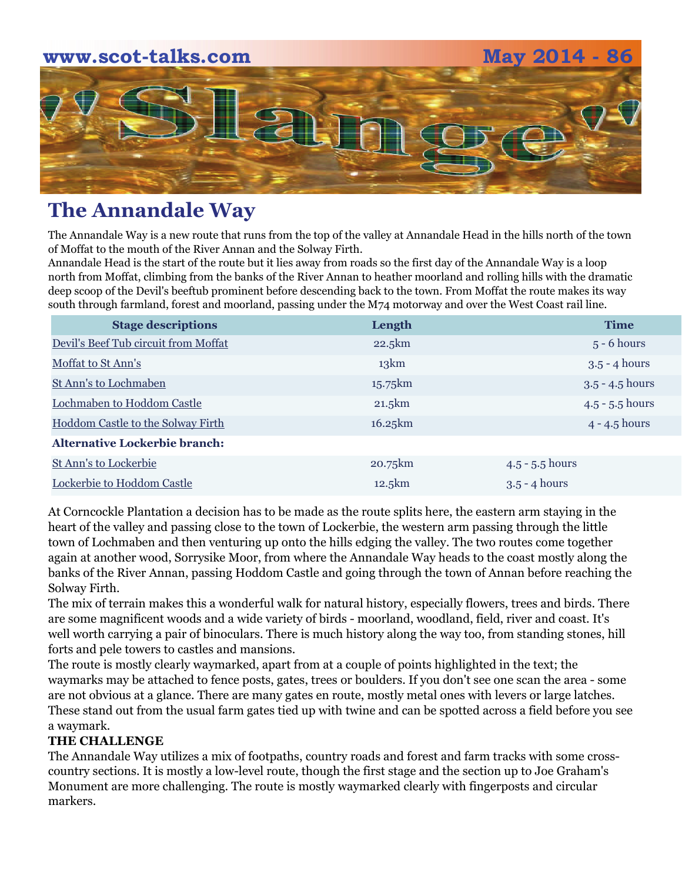# The Annandale Way

The Annandale Way is a new route that runs from the top of the valley at Annandale Head in the hills north of the town of Moffat to the mouth of the River Annan and the Solway Firth.

Annandale Head is the start of the route but it lies away from roads so the first day of the Annandale Way is a loop north from Moffat, climbing from the banks of the River Annan to heather moorland and rolling hills with the dramatic deep scoop of the Devil's beeftub prominent before descending back to the town. From Moffat the route makes its way south through farmland, forest and moorland, passing under the M74 motorway and over the West Coast rail line.

| Stage descriptions | Length | Time |
|---|---|---|
| Devil's Beef Tub circuit from Moffat | 22.5km | 5 - 6 hours |
| Moffat to St Ann's | 13km | 3.5 - 4 hours |
| St Ann's to Lochmaben | 15.75km | 3.5 - 4.5 hours |
| Lochmaben to Hoddom Castle | 21.5km | 4.5 - 5.5 hours |
| Hoddom Castle to the Solway Firth | 16.25km | 4 - 4.5 hours |
| **Alternative Lockerbie branch:** | | |
| St Ann's to Lockerbie | 20.75km | 4.5 - 5.5 hours |
| Lockerbie to Hoddom Castle | 12.5km | 3.5 - 4 hours |

At Corncockle Plantation a decision has to be made as the route splits here, the eastern arm staying in the heart of the valley and passing close to the town of Lockerbie, the western arm passing through the little town of Lochmaben and then venturing up onto the hills edging the valley. The two routes come together again at another wood, Sorrysike Moor, from where the Annandale Way heads to the coast mostly along the banks of the River Annan, passing Hoddom Castle and going through the town of Annan before reaching the Solway Firth.

The mix of terrain makes this a wonderful walk for natural history, especially flowers, trees and birds. There are some magnificent woods and a wide variety of birds - moorland, woodland, field, river and coast. It's well worth carrying a pair of binoculars. There is much history along the way too, from standing stones, hill forts and pele towers to castles and mansions.

The route is mostly clearly waymarked, apart from at a couple of points highlighted in the text; the waymarks may be attached to fence posts, gates, trees or boulders. If you don't see one scan the area - some are not obvious at a glance. There are many gates en route, mostly metal ones with levers or large latches. These stand out from the usual farm gates tied up with twine and can be spotted across a field before you see a waymark.

**THE CHALLENGE**

The Annandale Way utilizes a mix of footpaths, country roads and forest and farm tracks with some cross-country sections. It is mostly a low-level route, though the first stage and the section up to Joe Graham's Monument are more challenging. The route is mostly waymarked clearly with fingerposts and circular markers.